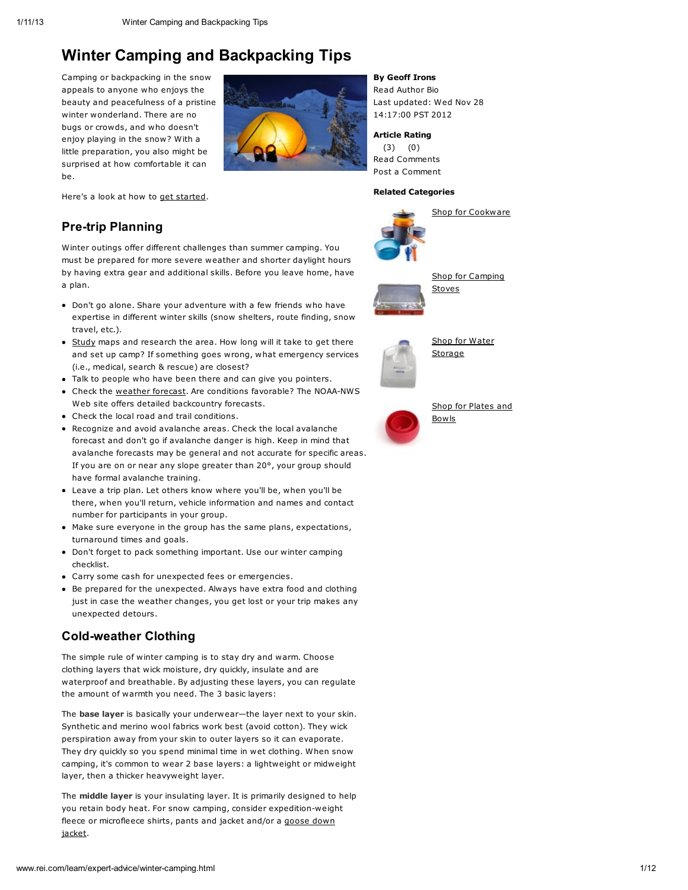# Winter Camping and Backpacking Tips

**By Geoff Irons**
Read Author Bio
Last updated: Wed Nov 28 14:17:00 PST 2012

**Article Rating**
(3) (0)
Read Comments
Post a Comment

**Related Categories**

- Shop for Cookware
- Shop for Camping Stoves
- Shop for Water Storage
- Shop for Plates and Bowls

Camping or backpacking in the snow appeals to anyone who enjoys the beauty and peacefulness of a pristine winter wonderland. There are no bugs or crowds, and who doesn't enjoy playing in the snow? With a little preparation, you also might be surprised at how comfortable it can be.

Here's a look at how to get started.

## Pre-trip Planning

Winter outings offer different challenges than summer camping. You must be prepared for more severe weather and shorter daylight hours by having extra gear and additional skills. Before you leave home, have a plan.

- Don't go alone. Share your adventure with a few friends who have expertise in different winter skills (snow shelters, route finding, snow travel, etc.).
- Study maps and research the area. How long will it take to get there and set up camp? If something goes wrong, what emergency services (i.e., medical, search & rescue) are closest?
- Talk to people who have been there and can give you pointers.
- Check the weather forecast. Are conditions favorable? The NOAA-NWS Web site offers detailed backcountry forecasts.
- Check the local road and trail conditions.
- Recognize and avoid avalanche areas. Check the local avalanche forecast and don't go if avalanche danger is high. Keep in mind that avalanche forecasts may be general and not accurate for specific areas. If you are on or near any slope greater than 20°, your group should have formal avalanche training.
- Leave a trip plan. Let others know where you'll be, when you'll be there, when you'll return, vehicle information and names and contact number for participants in your group.
- Make sure everyone in the group has the same plans, expectations, turnaround times and goals.
- Don't forget to pack something important. Use our winter camping checklist.
- Carry some cash for unexpected fees or emergencies.
- Be prepared for the unexpected. Always have extra food and clothing just in case the weather changes, you get lost or your trip makes any unexpected detours.

## Cold-weather Clothing

The simple rule of winter camping is to stay dry and warm. Choose clothing layers that wick moisture, dry quickly, insulate and are waterproof and breathable. By adjusting these layers, you can regulate the amount of warmth you need. The 3 basic layers:

The **base layer** is basically your underwear—the layer next to your skin. Synthetic and merino wool fabrics work best (avoid cotton). They wick perspiration away from your skin to outer layers so it can evaporate. They dry quickly so you spend minimal time in wet clothing. When snow camping, it's common to wear 2 base layers: a lightweight or midweight layer, then a thicker heavyweight layer.

The **middle layer** is your insulating layer. It is primarily designed to help you retain body heat. For snow camping, consider expedition-weight fleece or microfleece shirts, pants and jacket and/or a goose down jacket.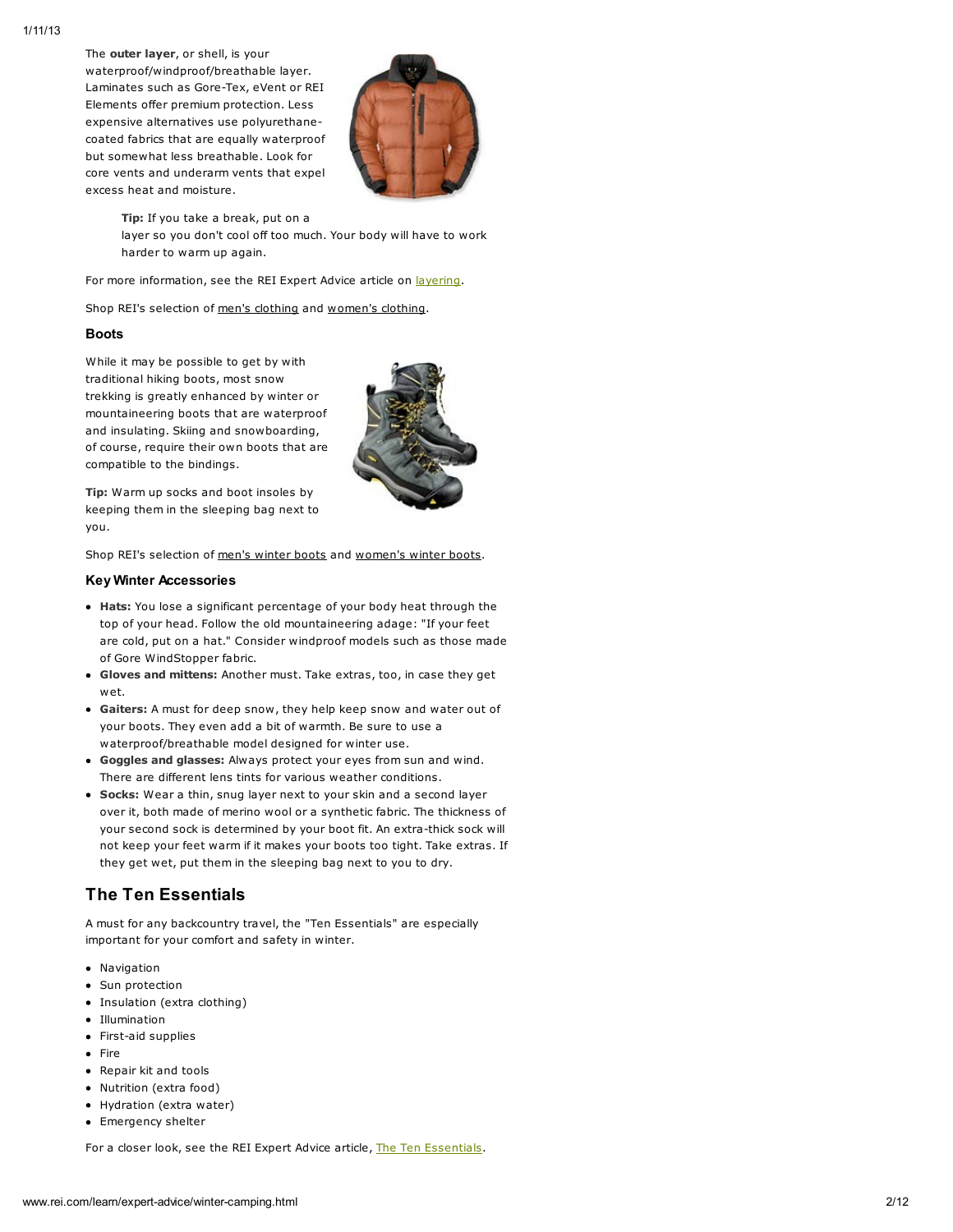The **outer layer**, or shell, is your waterproof/windproof/breathable layer. Laminates such as Gore-Tex, eVent or REI Elements offer premium protection. Less expensive alternatives use polyurethane-coated fabrics that are equally waterproof but somewhat less breathable. Look for core vents and underarm vents that expel excess heat and moisture.

> **Tip:** If you take a break, put on a layer so you don't cool off too much. Your body will have to work harder to warm up again.

For more information, see the REI Expert Advice article on layering.

Shop REI's selection of men's clothing and women's clothing.

### Boots

While it may be possible to get by with traditional hiking boots, most snow trekking is greatly enhanced by winter or mountaineering boots that are waterproof and insulating. Skiing and snowboarding, of course, require their own boots that are compatible to the bindings.

**Tip:** Warm up socks and boot insoles by keeping them in the sleeping bag next to you.

Shop REI's selection of men's winter boots and women's winter boots.

### Key Winter Accessories

- **Hats:** You lose a significant percentage of your body heat through the top of your head. Follow the old mountaineering adage: "If your feet are cold, put on a hat." Consider windproof models such as those made of Gore WindStopper fabric.
- **Gloves and mittens:** Another must. Take extras, too, in case they get wet.
- **Gaiters:** A must for deep snow, they help keep snow and water out of your boots. They even add a bit of warmth. Be sure to use a waterproof/breathable model designed for winter use.
- **Goggles and glasses:** Always protect your eyes from sun and wind. There are different lens tints for various weather conditions.
- **Socks:** Wear a thin, snug layer next to your skin and a second layer over it, both made of merino wool or a synthetic fabric. The thickness of your second sock is determined by your boot fit. An extra-thick sock will not keep your feet warm if it makes your boots too tight. Take extras. If they get wet, put them in the sleeping bag next to you to dry.

## The Ten Essentials

A must for any backcountry travel, the "Ten Essentials" are especially important for your comfort and safety in winter.

- Navigation
- Sun protection
- Insulation (extra clothing)
- Illumination
- First-aid supplies
- Fire
- Repair kit and tools
- Nutrition (extra food)
- Hydration (extra water)
- Emergency shelter

For a closer look, see the REI Expert Advice article, The Ten Essentials.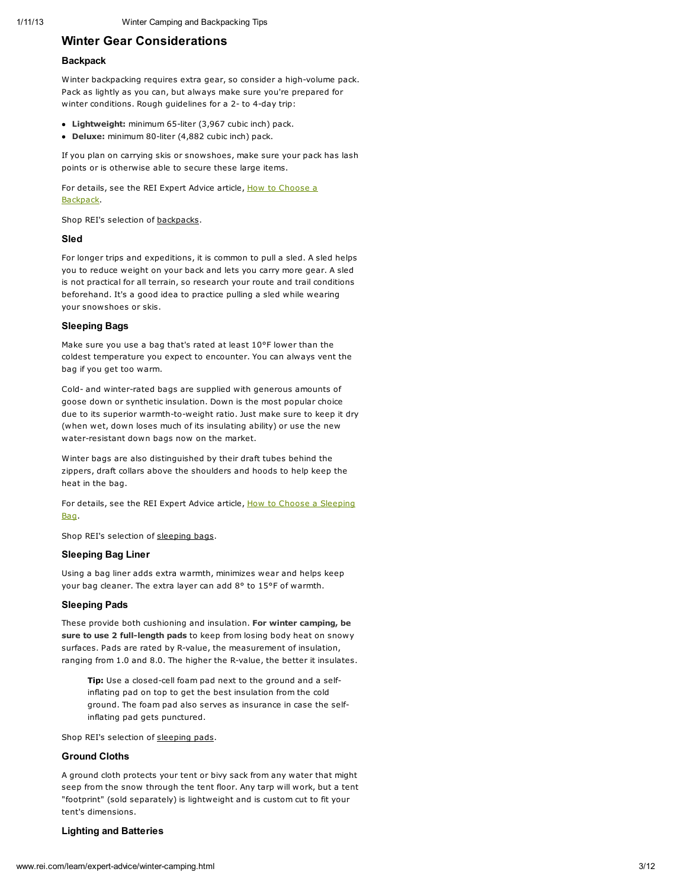## Winter Gear Considerations

### Backpack

Winter backpacking requires extra gear, so consider a high-volume pack. Pack as lightly as you can, but always make sure you're prepared for winter conditions. Rough guidelines for a 2- to 4-day trip:

- **Lightweight:** minimum 65-liter (3,967 cubic inch) pack.
- **Deluxe:** minimum 80-liter (4,882 cubic inch) pack.

If you plan on carrying skis or snowshoes, make sure your pack has lash points or is otherwise able to secure these large items.

For details, see the REI Expert Advice article, How to Choose a Backpack.

Shop REI's selection of backpacks.

### Sled

For longer trips and expeditions, it is common to pull a sled. A sled helps you to reduce weight on your back and lets you carry more gear. A sled is not practical for all terrain, so research your route and trail conditions beforehand. It's a good idea to practice pulling a sled while wearing your snowshoes or skis.

### Sleeping Bags

Make sure you use a bag that's rated at least 10°F lower than the coldest temperature you expect to encounter. You can always vent the bag if you get too warm.

Cold- and winter-rated bags are supplied with generous amounts of goose down or synthetic insulation. Down is the most popular choice due to its superior warmth-to-weight ratio. Just make sure to keep it dry (when wet, down loses much of its insulating ability) or use the new water-resistant down bags now on the market.

Winter bags are also distinguished by their draft tubes behind the zippers, draft collars above the shoulders and hoods to help keep the heat in the bag.

For details, see the REI Expert Advice article, How to Choose a Sleeping Bag.

Shop REI's selection of sleeping bags.

### Sleeping Bag Liner

Using a bag liner adds extra warmth, minimizes wear and helps keep your bag cleaner. The extra layer can add 8° to 15°F of warmth.

### Sleeping Pads

These provide both cushioning and insulation. **For winter camping, be sure to use 2 full-length pads** to keep from losing body heat on snowy surfaces. Pads are rated by R-value, the measurement of insulation, ranging from 1.0 and 8.0. The higher the R-value, the better it insulates.

> **Tip:** Use a closed-cell foam pad next to the ground and a self-inflating pad on top to get the best insulation from the cold ground. The foam pad also serves as insurance in case the self-inflating pad gets punctured.

Shop REI's selection of sleeping pads.

### Ground Cloths

A ground cloth protects your tent or bivy sack from any water that might seep from the snow through the tent floor. Any tarp will work, but a tent "footprint" (sold separately) is lightweight and is custom cut to fit your tent's dimensions.

### Lighting and Batteries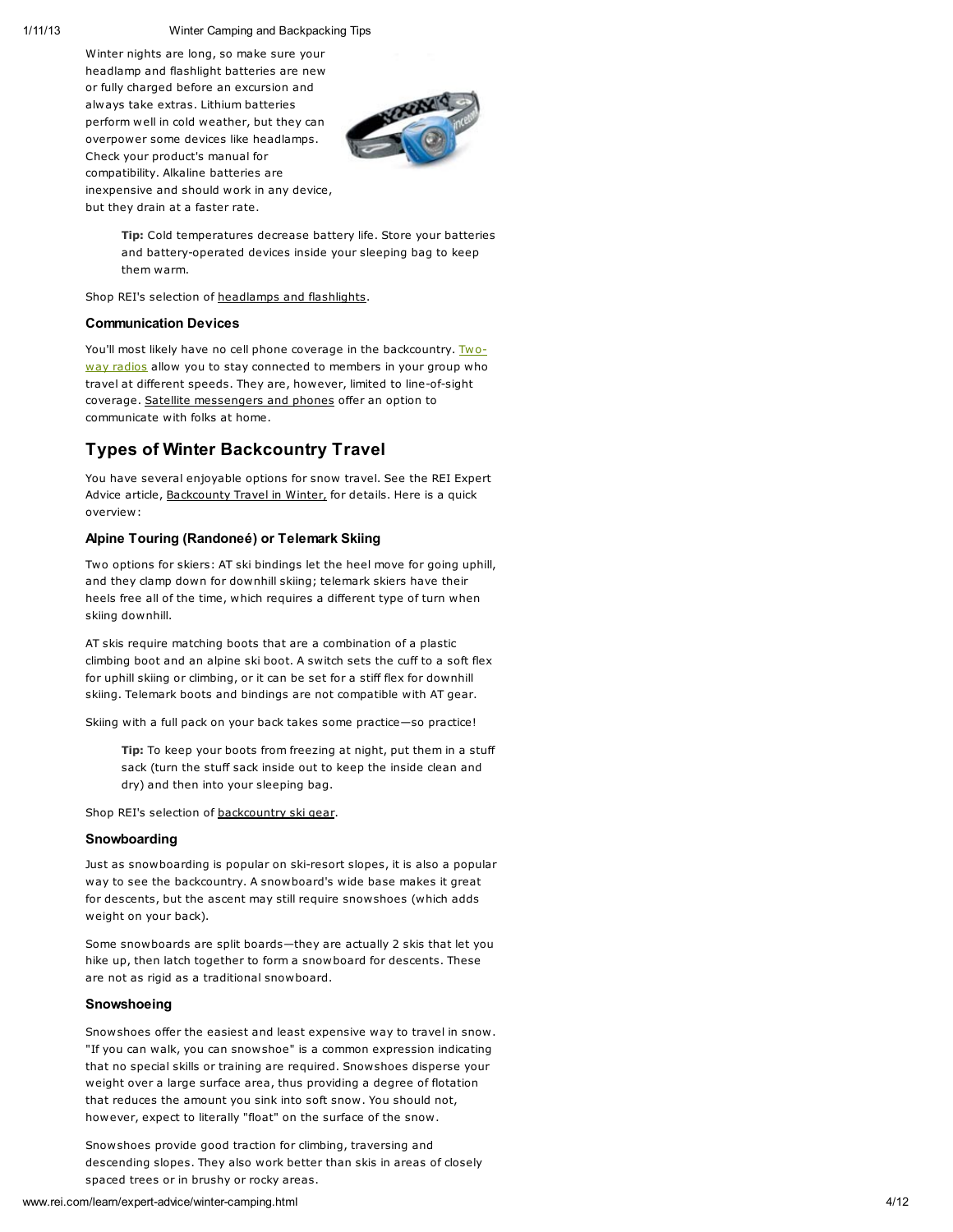Winter nights are long, so make sure your headlamp and flashlight batteries are new or fully charged before an excursion and always take extras. Lithium batteries perform well in cold weather, but they can overpower some devices like headlamps. Check your product's manual for compatibility. Alkaline batteries are inexpensive and should work in any device, but they drain at a faster rate.

> **Tip:** Cold temperatures decrease battery life. Store your batteries and battery-operated devices inside your sleeping bag to keep them warm.

Shop REI's selection of headlamps and flashlights.

### Communication Devices

You'll most likely have no cell phone coverage in the backcountry. Two-way radios allow you to stay connected to members in your group who travel at different speeds. They are, however, limited to line-of-sight coverage. Satellite messengers and phones offer an option to communicate with folks at home.

## Types of Winter Backcountry Travel

You have several enjoyable options for snow travel. See the REI Expert Advice article, Backcounty Travel in Winter, for details. Here is a quick overview:

### Alpine Touring (Randoneé) or Telemark Skiing

Two options for skiers: AT ski bindings let the heel move for going uphill, and they clamp down for downhill skiing; telemark skiers have their heels free all of the time, which requires a different type of turn when skiing downhill.

AT skis require matching boots that are a combination of a plastic climbing boot and an alpine ski boot. A switch sets the cuff to a soft flex for uphill skiing or climbing, or it can be set for a stiff flex for downhill skiing. Telemark boots and bindings are not compatible with AT gear.

Skiing with a full pack on your back takes some practice—so practice!

> **Tip:** To keep your boots from freezing at night, put them in a stuff sack (turn the stuff sack inside out to keep the inside clean and dry) and then into your sleeping bag.

Shop REI's selection of backcountry ski gear.

### Snowboarding

Just as snowboarding is popular on ski-resort slopes, it is also a popular way to see the backcountry. A snowboard's wide base makes it great for descents, but the ascent may still require snowshoes (which adds weight on your back).

Some snowboards are split boards—they are actually 2 skis that let you hike up, then latch together to form a snowboard for descents. These are not as rigid as a traditional snowboard.

### Snowshoeing

Snowshoes offer the easiest and least expensive way to travel in snow. "If you can walk, you can snowshoe" is a common expression indicating that no special skills or training are required. Snowshoes disperse your weight over a large surface area, thus providing a degree of flotation that reduces the amount you sink into soft snow. You should not, however, expect to literally "float" on the surface of the snow.

Snowshoes provide good traction for climbing, traversing and descending slopes. They also work better than skis in areas of closely spaced trees or in brushy or rocky areas.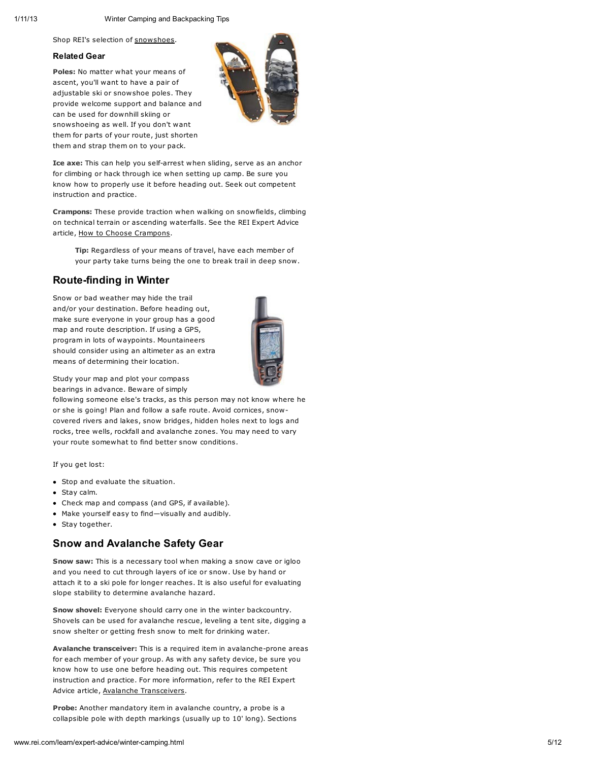Shop REI's selection of snowshoes.

### Related Gear

**Poles:** No matter what your means of ascent, you'll want to have a pair of adjustable ski or snowshoe poles. They provide welcome support and balance and can be used for downhill skiing or snowshoeing as well. If you don't want them for parts of your route, just shorten them and strap them on to your pack.

**Ice axe:** This can help you self-arrest when sliding, serve as an anchor for climbing or hack through ice when setting up camp. Be sure you know how to properly use it before heading out. Seek out competent instruction and practice.

**Crampons:** These provide traction when walking on snowfields, climbing on technical terrain or ascending waterfalls. See the REI Expert Advice article, How to Choose Crampons.

> **Tip:** Regardless of your means of travel, have each member of your party take turns being the one to break trail in deep snow.

## Route-finding in Winter

Snow or bad weather may hide the trail and/or your destination. Before heading out, make sure everyone in your group has a good map and route description. If using a GPS, program in lots of waypoints. Mountaineers should consider using an altimeter as an extra means of determining their location.

Study your map and plot your compass bearings in advance. Beware of simply following someone else's tracks, as this person may not know where he or she is going! Plan and follow a safe route. Avoid cornices, snow-covered rivers and lakes, snow bridges, hidden holes next to logs and rocks, tree wells, rockfall and avalanche zones. You may need to vary your route somewhat to find better snow conditions.

If you get lost:

- Stop and evaluate the situation.
- Stay calm.
- Check map and compass (and GPS, if available).
- Make yourself easy to find—visually and audibly.
- Stay together.

## Snow and Avalanche Safety Gear

**Snow saw:** This is a necessary tool when making a snow cave or igloo and you need to cut through layers of ice or snow. Use by hand or attach it to a ski pole for longer reaches. It is also useful for evaluating slope stability to determine avalanche hazard.

**Snow shovel:** Everyone should carry one in the winter backcountry. Shovels can be used for avalanche rescue, leveling a tent site, digging a snow shelter or getting fresh snow to melt for drinking water.

**Avalanche transceiver:** This is a required item in avalanche-prone areas for each member of your group. As with any safety device, be sure you know how to use one before heading out. This requires competent instruction and practice. For more information, refer to the REI Expert Advice article, Avalanche Transceivers.

**Probe:** Another mandatory item in avalanche country, a probe is a collapsible pole with depth markings (usually up to 10' long). Sections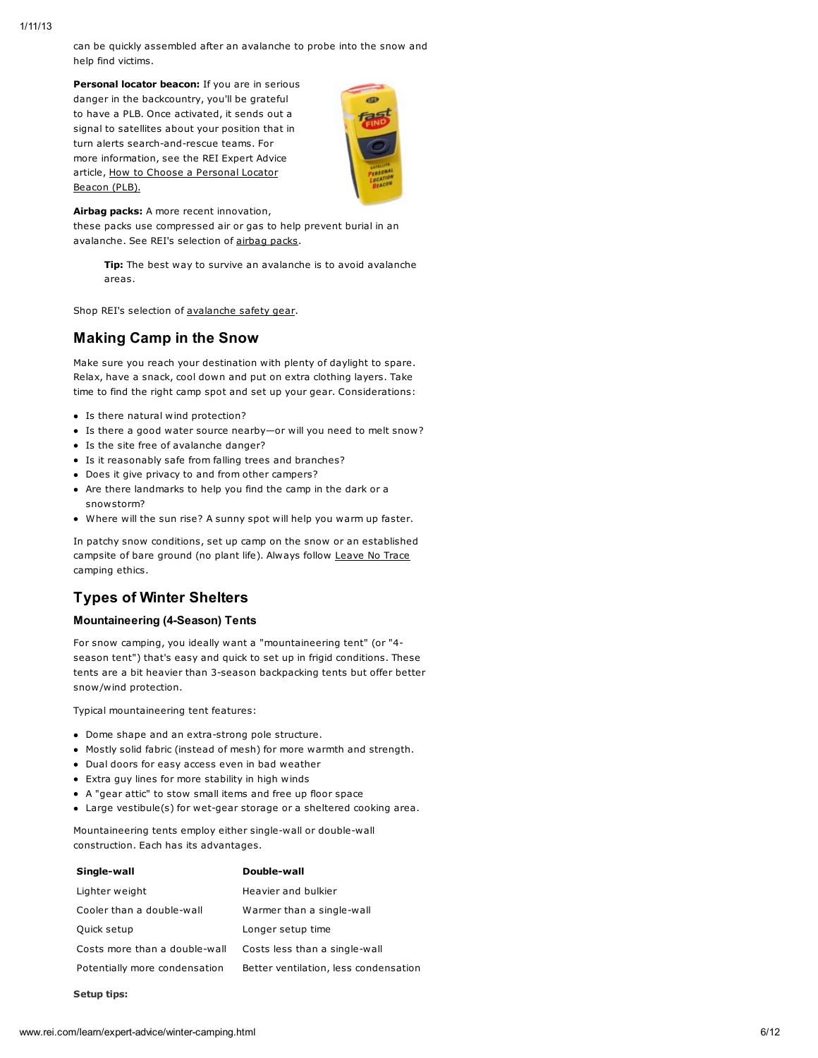can be quickly assembled after an avalanche to probe into the snow and help find victims.

**Personal locator beacon:** If you are in serious danger in the backcountry, you'll be grateful to have a PLB. Once activated, it sends out a signal to satellites about your position that in turn alerts search-and-rescue teams. For more information, see the REI Expert Advice article, How to Choose a Personal Locator Beacon (PLB).

**Airbag packs:** A more recent innovation, these packs use compressed air or gas to help prevent burial in an avalanche. See REI's selection of airbag packs.

> **Tip:** The best way to survive an avalanche is to avoid avalanche areas.

Shop REI's selection of avalanche safety gear.

## Making Camp in the Snow

Make sure you reach your destination with plenty of daylight to spare. Relax, have a snack, cool down and put on extra clothing layers. Take time to find the right camp spot and set up your gear. Considerations:

- Is there natural wind protection?
- Is there a good water source nearby—or will you need to melt snow?
- Is the site free of avalanche danger?
- Is it reasonably safe from falling trees and branches?
- Does it give privacy to and from other campers?
- Are there landmarks to help you find the camp in the dark or a snowstorm?
- Where will the sun rise? A sunny spot will help you warm up faster.

In patchy snow conditions, set up camp on the snow or an established campsite of bare ground (no plant life). Always follow Leave No Trace camping ethics.

## Types of Winter Shelters

### Mountaineering (4-Season) Tents

For snow camping, you ideally want a "mountaineering tent" (or "4-season tent") that's easy and quick to set up in frigid conditions. These tents are a bit heavier than 3-season backpacking tents but offer better snow/wind protection.

Typical mountaineering tent features:

- Dome shape and an extra-strong pole structure.
- Mostly solid fabric (instead of mesh) for more warmth and strength.
- Dual doors for easy access even in bad weather
- Extra guy lines for more stability in high winds
- A "gear attic" to stow small items and free up floor space
- Large vestibule(s) for wet-gear storage or a sheltered cooking area.

Mountaineering tents employ either single-wall or double-wall construction. Each has its advantages.

| Single-wall | Double-wall |
| --- | --- |
| Lighter weight | Heavier and bulkier |
| Cooler than a double-wall | Warmer than a single-wall |
| Quick setup | Longer setup time |
| Costs more than a double-wall | Costs less than a single-wall |
| Potentially more condensation | Better ventilation, less condensation |

**Setup tips:**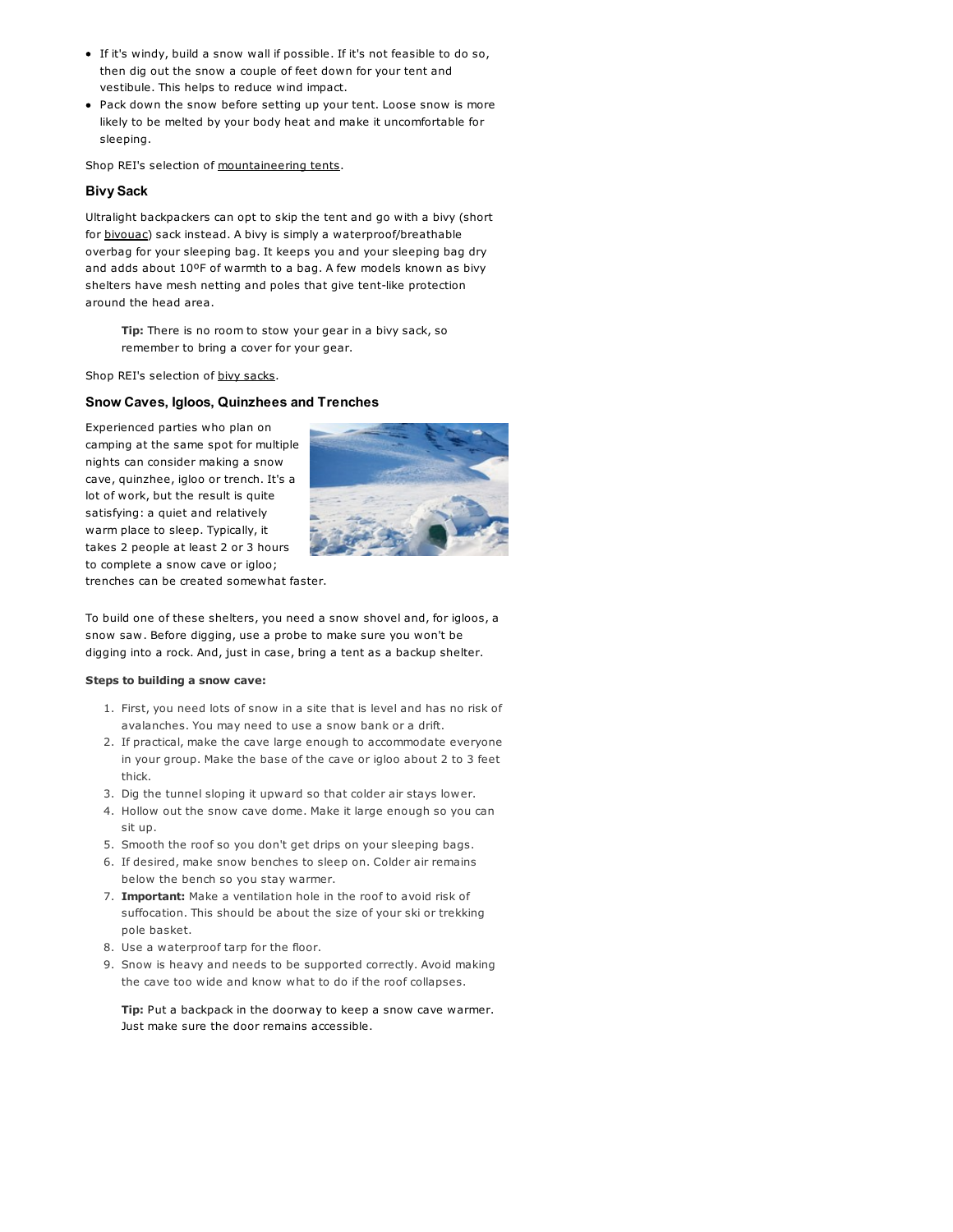- If it's windy, build a snow wall if possible. If it's not feasible to do so, then dig out the snow a couple of feet down for your tent and vestibule. This helps to reduce wind impact.
- Pack down the snow before setting up your tent. Loose snow is more likely to be melted by your body heat and make it uncomfortable for sleeping.

Shop REI's selection of mountaineering tents.

### Bivy Sack

Ultralight backpackers can opt to skip the tent and go with a bivy (short for bivouac) sack instead. A bivy is simply a waterproof/breathable overbag for your sleeping bag. It keeps you and your sleeping bag dry and adds about 10ºF of warmth to a bag. A few models known as bivy shelters have mesh netting and poles that give tent-like protection around the head area.

> **Tip:** There is no room to stow your gear in a bivy sack, so remember to bring a cover for your gear.

Shop REI's selection of bivy sacks.

### Snow Caves, Igloos, Quinzhees and Trenches

Experienced parties who plan on camping at the same spot for multiple nights can consider making a snow cave, quinzhee, igloo or trench. It's a lot of work, but the result is quite satisfying: a quiet and relatively warm place to sleep. Typically, it takes 2 people at least 2 or 3 hours to complete a snow cave or igloo; trenches can be created somewhat faster.

To build one of these shelters, you need a snow shovel and, for igloos, a snow saw. Before digging, use a probe to make sure you won't be digging into a rock. And, just in case, bring a tent as a backup shelter.

**Steps to building a snow cave:**

1. First, you need lots of snow in a site that is level and has no risk of avalanches. You may need to use a snow bank or a drift.
2. If practical, make the cave large enough to accommodate everyone in your group. Make the base of the cave or igloo about 2 to 3 feet thick.
3. Dig the tunnel sloping it upward so that colder air stays lower.
4. Hollow out the snow cave dome. Make it large enough so you can sit up.
5. Smooth the roof so you don't get drips on your sleeping bags.
6. If desired, make snow benches to sleep on. Colder air remains below the bench so you stay warmer.
7. **Important:** Make a ventilation hole in the roof to avoid risk of suffocation. This should be about the size of your ski or trekking pole basket.
8. Use a waterproof tarp for the floor.
9. Snow is heavy and needs to be supported correctly. Avoid making the cave too wide and know what to do if the roof collapses.

> **Tip:** Put a backpack in the doorway to keep a snow cave warmer. Just make sure the door remains accessible.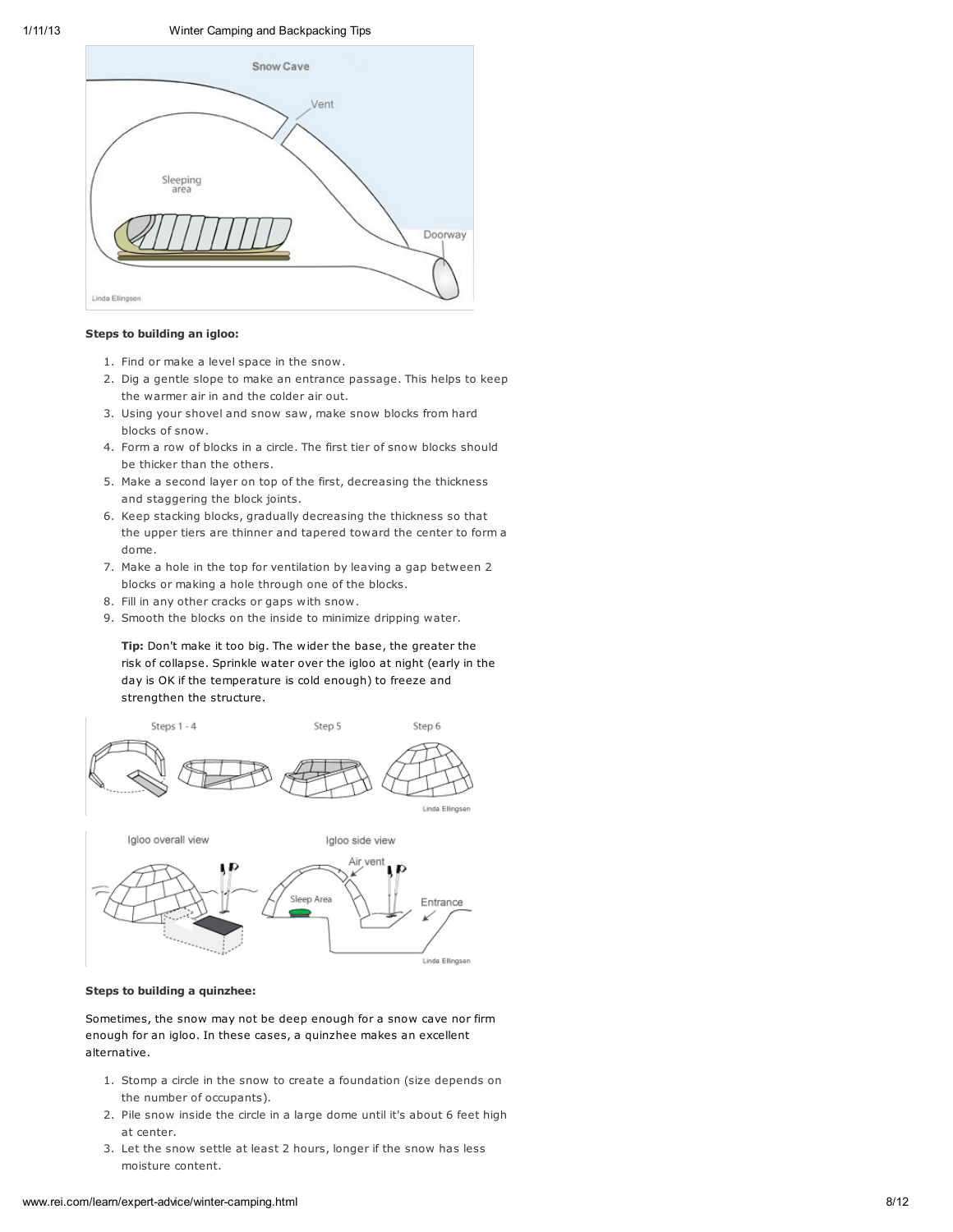**Steps to building an igloo:**

1. Find or make a level space in the snow.
2. Dig a gentle slope to make an entrance passage. This helps to keep the warmer air in and the colder air out.
3. Using your shovel and snow saw, make snow blocks from hard blocks of snow.
4. Form a row of blocks in a circle. The first tier of snow blocks should be thicker than the others.
5. Make a second layer on top of the first, decreasing the thickness and staggering the block joints.
6. Keep stacking blocks, gradually decreasing the thickness so that the upper tiers are thinner and tapered toward the center to form a dome.
7. Make a hole in the top for ventilation by leaving a gap between 2 blocks or making a hole through one of the blocks.
8. Fill in any other cracks or gaps with snow.
9. Smooth the blocks on the inside to minimize dripping water.

   **Tip:** Don't make it too big. The wider the base, the greater the risk of collapse. Sprinkle water over the igloo at night (early in the day is OK if the temperature is cold enough) to freeze and strengthen the structure.

**Steps to building a quinzhee:**

Sometimes, the snow may not be deep enough for a snow cave nor firm enough for an igloo. In these cases, a quinzhee makes an excellent alternative.

1. Stomp a circle in the snow to create a foundation (size depends on the number of occupants).
2. Pile snow inside the circle in a large dome until it's about 6 feet high at center.
3. Let the snow settle at least 2 hours, longer if the snow has less moisture content.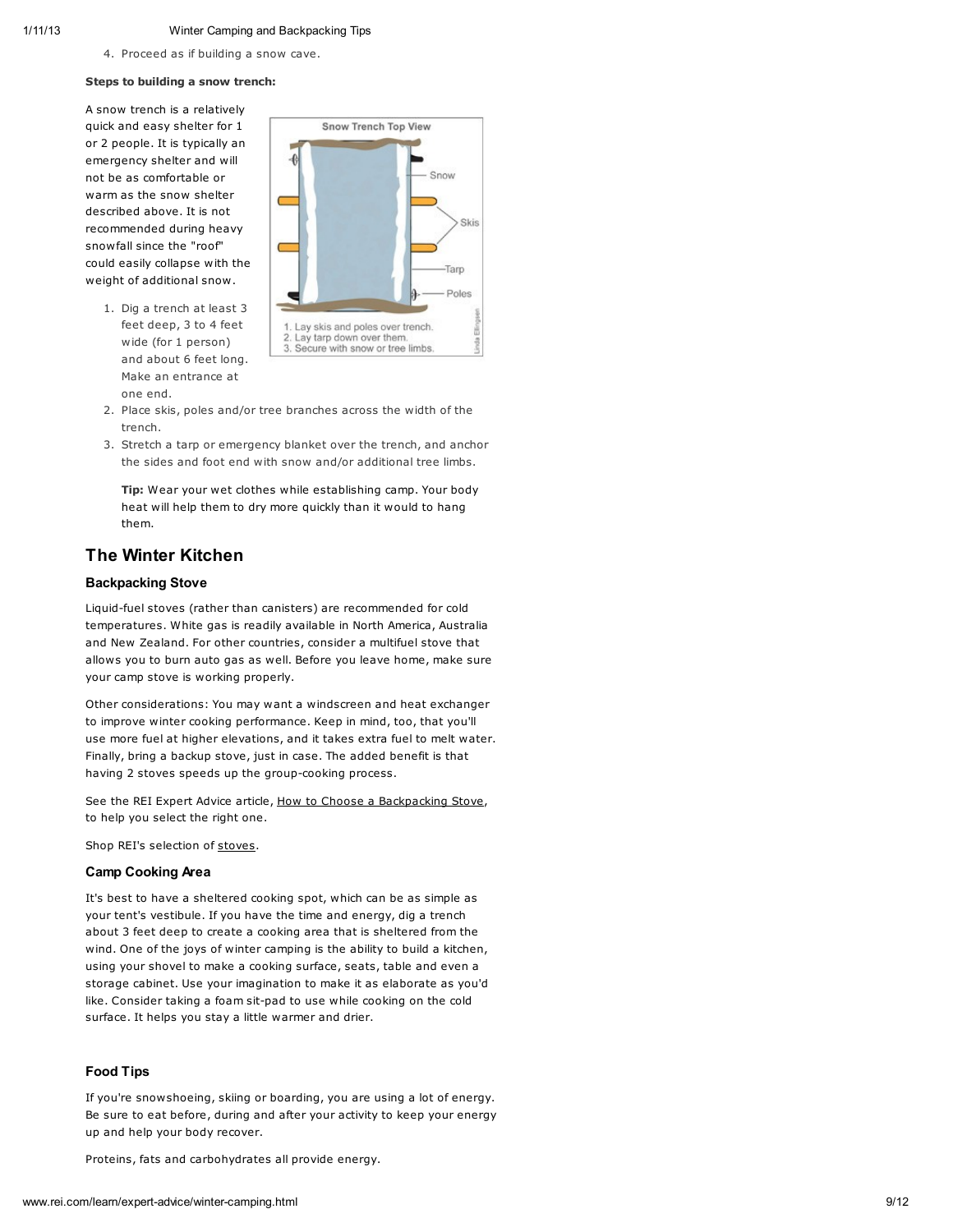4. Proceed as if building a snow cave.

**Steps to building a snow trench:**

A snow trench is a relatively quick and easy shelter for 1 or 2 people. It is typically an emergency shelter and will not be as comfortable or warm as the snow shelter described above. It is not recommended during heavy snowfall since the "roof" could easily collapse with the weight of additional snow.

1. Dig a trench at least 3 feet deep, 3 to 4 feet wide (for 1 person) and about 6 feet long. Make an entrance at one end.
2. Place skis, poles and/or tree branches across the width of the trench.
3. Stretch a tarp or emergency blanket over the trench, and anchor the sides and foot end with snow and/or additional tree limbs.

   **Tip:** Wear your wet clothes while establishing camp. Your body heat will help them to dry more quickly than it would to hang them.

## The Winter Kitchen

### Backpacking Stove

Liquid-fuel stoves (rather than canisters) are recommended for cold temperatures. White gas is readily available in North America, Australia and New Zealand. For other countries, consider a multifuel stove that allows you to burn auto gas as well. Before you leave home, make sure your camp stove is working properly.

Other considerations: You may want a windscreen and heat exchanger to improve winter cooking performance. Keep in mind, too, that you'll use more fuel at higher elevations, and it takes extra fuel to melt water. Finally, bring a backup stove, just in case. The added benefit is that having 2 stoves speeds up the group-cooking process.

See the REI Expert Advice article, How to Choose a Backpacking Stove, to help you select the right one.

Shop REI's selection of stoves.

### Camp Cooking Area

It's best to have a sheltered cooking spot, which can be as simple as your tent's vestibule. If you have the time and energy, dig a trench about 3 feet deep to create a cooking area that is sheltered from the wind. One of the joys of winter camping is the ability to build a kitchen, using your shovel to make a cooking surface, seats, table and even a storage cabinet. Use your imagination to make it as elaborate as you'd like. Consider taking a foam sit-pad to use while cooking on the cold surface. It helps you stay a little warmer and drier.

### Food Tips

If you're snowshoeing, skiing or boarding, you are using a lot of energy. Be sure to eat before, during and after your activity to keep your energy up and help your body recover.

Proteins, fats and carbohydrates all provide energy.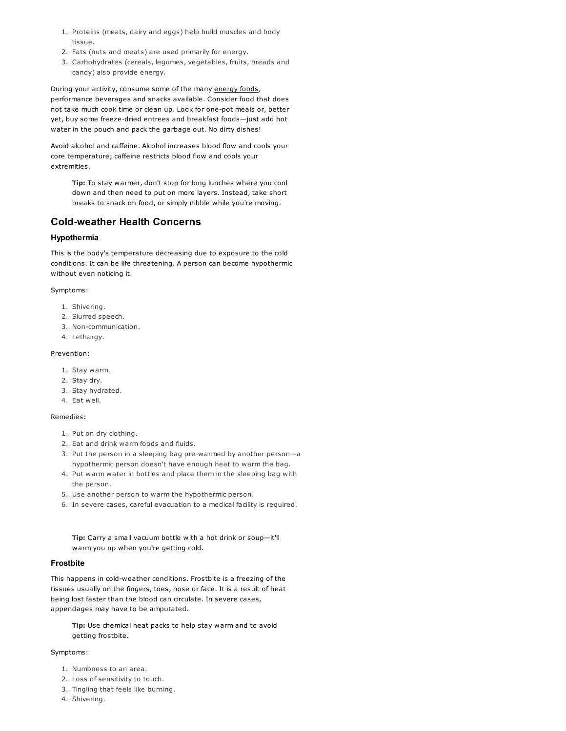1. Proteins (meats, dairy and eggs) help build muscles and body tissue.
2. Fats (nuts and meats) are used primarily for energy.
3. Carbohydrates (cereals, legumes, vegetables, fruits, breads and candy) also provide energy.

During your activity, consume some of the many energy foods, performance beverages and snacks available. Consider food that does not take much cook time or clean up. Look for one-pot meals or, better yet, buy some freeze-dried entrees and breakfast foods—just add hot water in the pouch and pack the garbage out. No dirty dishes!

Avoid alcohol and caffeine. Alcohol increases blood flow and cools your core temperature; caffeine restricts blood flow and cools your extremities.

> **Tip:** To stay warmer, don't stop for long lunches where you cool down and then need to put on more layers. Instead, take short breaks to snack on food, or simply nibble while you're moving.

## Cold-weather Health Concerns

### Hypothermia

This is the body's temperature decreasing due to exposure to the cold conditions. It can be life threatening. A person can become hypothermic without even noticing it.

Symptoms:

1. Shivering.
2. Slurred speech.
3. Non-communication.
4. Lethargy.

Prevention:

1. Stay warm.
2. Stay dry.
3. Stay hydrated.
4. Eat well.

Remedies:

1. Put on dry clothing.
2. Eat and drink warm foods and fluids.
3. Put the person in a sleeping bag pre-warmed by another person—a hypothermic person doesn't have enough heat to warm the bag.
4. Put warm water in bottles and place them in the sleeping bag with the person.
5. Use another person to warm the hypothermic person.
6. In severe cases, careful evacuation to a medical facility is required.

> **Tip:** Carry a small vacuum bottle with a hot drink or soup—it'll warm you up when you're getting cold.

### Frostbite

This happens in cold-weather conditions. Frostbite is a freezing of the tissues usually on the fingers, toes, nose or face. It is a result of heat being lost faster than the blood can circulate. In severe cases, appendages may have to be amputated.

> **Tip:** Use chemical heat packs to help stay warm and to avoid getting frostbite.

Symptoms:

1. Numbness to an area.
2. Loss of sensitivity to touch.
3. Tingling that feels like burning.
4. Shivering.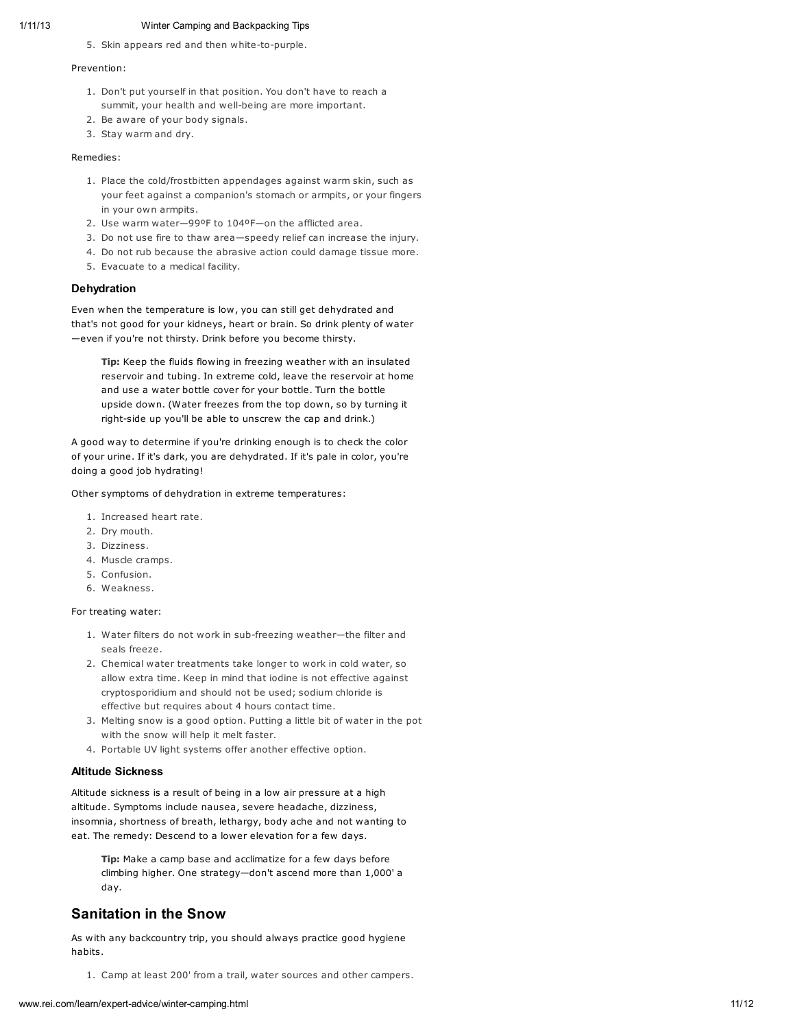5. Skin appears red and then white-to-purple.

Prevention:

1. Don't put yourself in that position. You don't have to reach a summit, your health and well-being are more important.
2. Be aware of your body signals.
3. Stay warm and dry.

Remedies:

1. Place the cold/frostbitten appendages against warm skin, such as your feet against a companion's stomach or armpits, or your fingers in your own armpits.
2. Use warm water—99ºF to 104ºF—on the afflicted area.
3. Do not use fire to thaw area—speedy relief can increase the injury.
4. Do not rub because the abrasive action could damage tissue more.
5. Evacuate to a medical facility.

### Dehydration

Even when the temperature is low, you can still get dehydrated and that's not good for your kidneys, heart or brain. So drink plenty of water —even if you're not thirsty. Drink before you become thirsty.

> **Tip:** Keep the fluids flowing in freezing weather with an insulated reservoir and tubing. In extreme cold, leave the reservoir at home and use a water bottle cover for your bottle. Turn the bottle upside down. (Water freezes from the top down, so by turning it right-side up you'll be able to unscrew the cap and drink.)

A good way to determine if you're drinking enough is to check the color of your urine. If it's dark, you are dehydrated. If it's pale in color, you're doing a good job hydrating!

Other symptoms of dehydration in extreme temperatures:

1. Increased heart rate.
2. Dry mouth.
3. Dizziness.
4. Muscle cramps.
5. Confusion.
6. Weakness.

For treating water:

1. Water filters do not work in sub-freezing weather—the filter and seals freeze.
2. Chemical water treatments take longer to work in cold water, so allow extra time. Keep in mind that iodine is not effective against cryptosporidium and should not be used; sodium chloride is effective but requires about 4 hours contact time.
3. Melting snow is a good option. Putting a little bit of water in the pot with the snow will help it melt faster.
4. Portable UV light systems offer another effective option.

### Altitude Sickness

Altitude sickness is a result of being in a low air pressure at a high altitude. Symptoms include nausea, severe headache, dizziness, insomnia, shortness of breath, lethargy, body ache and not wanting to eat. The remedy: Descend to a lower elevation for a few days.

> **Tip:** Make a camp base and acclimatize for a few days before climbing higher. One strategy—don't ascend more than 1,000' a day.

## Sanitation in the Snow

As with any backcountry trip, you should always practice good hygiene habits.

1. Camp at least 200' from a trail, water sources and other campers.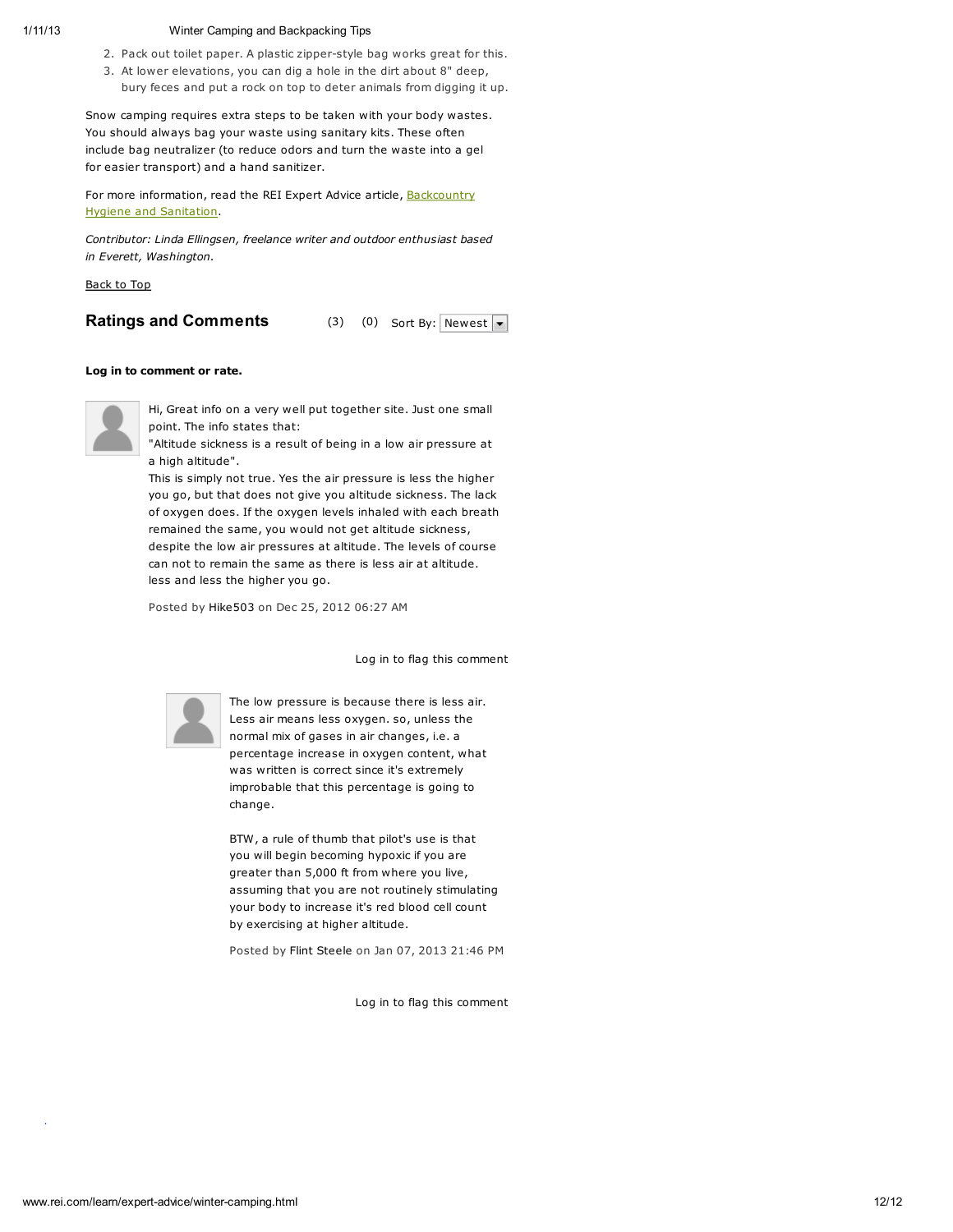2. Pack out toilet paper. A plastic zipper-style bag works great for this.
3. At lower elevations, you can dig a hole in the dirt about 8" deep, bury feces and put a rock on top to deter animals from digging it up.

Snow camping requires extra steps to be taken with your body wastes. You should always bag your waste using sanitary kits. These often include bag neutralizer (to reduce odors and turn the waste into a gel for easier transport) and a hand sanitizer.

For more information, read the REI Expert Advice article, Backcountry Hygiene and Sanitation.

*Contributor: Linda Ellingsen, freelance writer and outdoor enthusiast based in Everett, Washington.*

Back to Top

## Ratings and Comments

(3) (0) Sort By: Newest

**Log in to comment or rate.**

Hi, Great info on a very well put together site. Just one small point. The info states that:
"Altitude sickness is a result of being in a low air pressure at a high altitude".
This is simply not true. Yes the air pressure is less the higher you go, but that does not give you altitude sickness. The lack of oxygen does. If the oxygen levels inhaled with each breath remained the same, you would not get altitude sickness, despite the low air pressures at altitude. The levels of course can not to remain the same as there is less air at altitude. less and less the higher you go.

Posted by Hike503 on Dec 25, 2012 06:27 AM

Log in to flag this comment

The low pressure is because there is less air. Less air means less oxygen. so, unless the normal mix of gases in air changes, i.e. a percentage increase in oxygen content, what was written is correct since it's extremely improbable that this percentage is going to change.

BTW, a rule of thumb that pilot's use is that you will begin becoming hypoxic if you are greater than 5,000 ft from where you live, assuming that you are not routinely stimulating your body to increase it's red blood cell count by exercising at higher altitude.

Posted by Flint Steele on Jan 07, 2013 21:46 PM

Log in to flag this comment